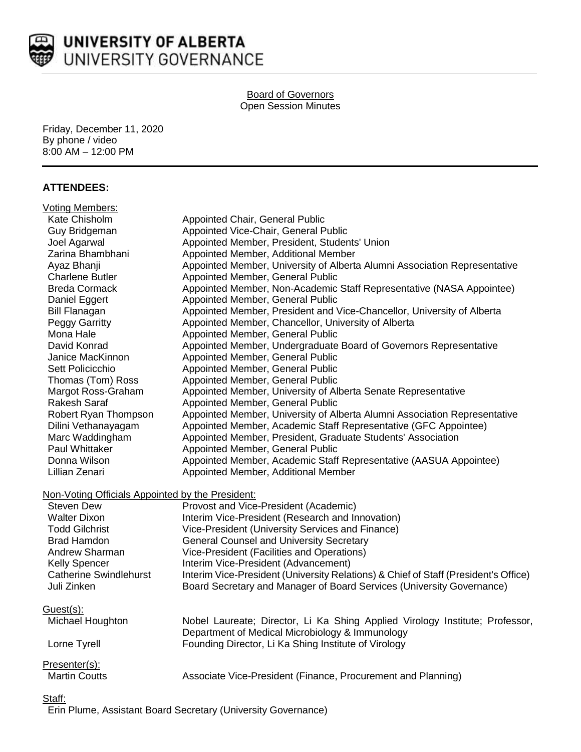# UNIVERSITY OF ALBERTA
## UNIVERSITY GOVERNANCE

Board of Governors
Open Session Minutes

Friday, December 11, 2020
By phone / video
8:00 AM – 12:00 PM

---

## ATTENDEES:

Voting Members:

| | |
|---|---|
| Kate Chisholm | Appointed Chair, General Public |
| Guy Bridgeman | Appointed Vice-Chair, General Public |
| Joel Agarwal | Appointed Member, President, Students' Union |
| Zarina Bhambhani | Appointed Member, Additional Member |
| Ayaz Bhanji | Appointed Member, University of Alberta Alumni Association Representative |
| Charlene Butler | Appointed Member, General Public |
| Breda Cormack | Appointed Member, Non-Academic Staff Representative (NASA Appointee) |
| Daniel Eggert | Appointed Member, General Public |
| Bill Flanagan | Appointed Member, President and Vice-Chancellor, University of Alberta |
| Peggy Garritty | Appointed Member, Chancellor, University of Alberta |
| Mona Hale | Appointed Member, General Public |
| David Konrad | Appointed Member, Undergraduate Board of Governors Representative |
| Janice MacKinnon | Appointed Member, General Public |
| Sett Policicchio | Appointed Member, General Public |
| Thomas (Tom) Ross | Appointed Member, General Public |
| Margot Ross-Graham | Appointed Member, University of Alberta Senate Representative |
| Rakesh Saraf | Appointed Member, General Public |
| Robert Ryan Thompson | Appointed Member, University of Alberta Alumni Association Representative |
| Dilini Vethanayagam | Appointed Member, Academic Staff Representative (GFC Appointee) |
| Marc Waddingham | Appointed Member, President, Graduate Students' Association |
| Paul Whittaker | Appointed Member, General Public |
| Donna Wilson | Appointed Member, Academic Staff Representative (AASUA Appointee) |
| Lillian Zenari | Appointed Member, Additional Member |

Non-Voting Officials Appointed by the President:

| | |
|---|---|
| Steven Dew | Provost and Vice-President (Academic) |
| Walter Dixon | Interim Vice-President (Research and Innovation) |
| Todd Gilchrist | Vice-President (University Services and Finance) |
| Brad Hamdon | General Counsel and University Secretary |
| Andrew Sharman | Vice-President (Facilities and Operations) |
| Kelly Spencer | Interim Vice-President (Advancement) |
| Catherine Swindlehurst | Interim Vice-President (University Relations) & Chief of Staff (President's Office) |
| Juli Zinken | Board Secretary and Manager of Board Services (University Governance) |

Guest(s):

| | |
|---|---|
| Michael Houghton | Nobel Laureate; Director, Li Ka Shing Applied Virology Institute; Professor, Department of Medical Microbiology & Immunology |
| Lorne Tyrell | Founding Director, Li Ka Shing Institute of Virology |

Presenter(s):

| | |
|---|---|
| Martin Coutts | Associate Vice-President (Finance, Procurement and Planning) |

Staff:

Erin Plume, Assistant Board Secretary (University Governance)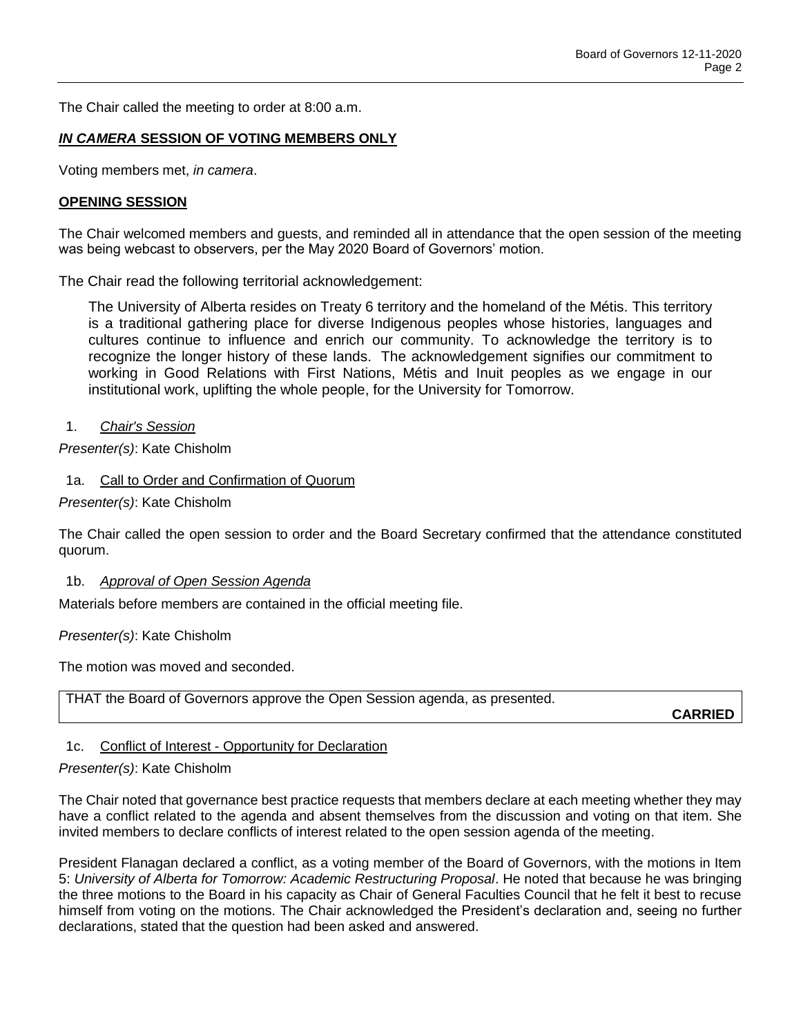The Chair called the meeting to order at 8:00 a.m.

***IN CAMERA* SESSION OF VOTING MEMBERS ONLY**

Voting members met, *in camera*.

**OPENING SESSION**

The Chair welcomed members and guests, and reminded all in attendance that the open session of the meeting was being webcast to observers, per the May 2020 Board of Governors' motion.

The Chair read the following territorial acknowledgement:

> The University of Alberta resides on Treaty 6 territory and the homeland of the Métis. This territory is a traditional gathering place for diverse Indigenous peoples whose histories, languages and cultures continue to influence and enrich our community. To acknowledge the territory is to recognize the longer history of these lands. The acknowledgement signifies our commitment to working in Good Relations with First Nations, Métis and Inuit peoples as we engage in our institutional work, uplifting the whole people, for the University for Tomorrow.

1. *Chair's Session*

*Presenter(s)*: Kate Chisholm

1a. Call to Order and Confirmation of Quorum

*Presenter(s)*: Kate Chisholm

The Chair called the open session to order and the Board Secretary confirmed that the attendance constituted quorum.

1b. *Approval of Open Session Agenda*

Materials before members are contained in the official meeting file.

*Presenter(s)*: Kate Chisholm

The motion was moved and seconded.

| THAT the Board of Governors approve the Open Session agenda, as presented. **CARRIED** |
|---|

1c. Conflict of Interest - Opportunity for Declaration

*Presenter(s)*: Kate Chisholm

The Chair noted that governance best practice requests that members declare at each meeting whether they may have a conflict related to the agenda and absent themselves from the discussion and voting on that item. She invited members to declare conflicts of interest related to the open session agenda of the meeting.

President Flanagan declared a conflict, as a voting member of the Board of Governors, with the motions in Item 5: *University of Alberta for Tomorrow: Academic Restructuring Proposal*. He noted that because he was bringing the three motions to the Board in his capacity as Chair of General Faculties Council that he felt it best to recuse himself from voting on the motions. The Chair acknowledged the President's declaration and, seeing no further declarations, stated that the question had been asked and answered.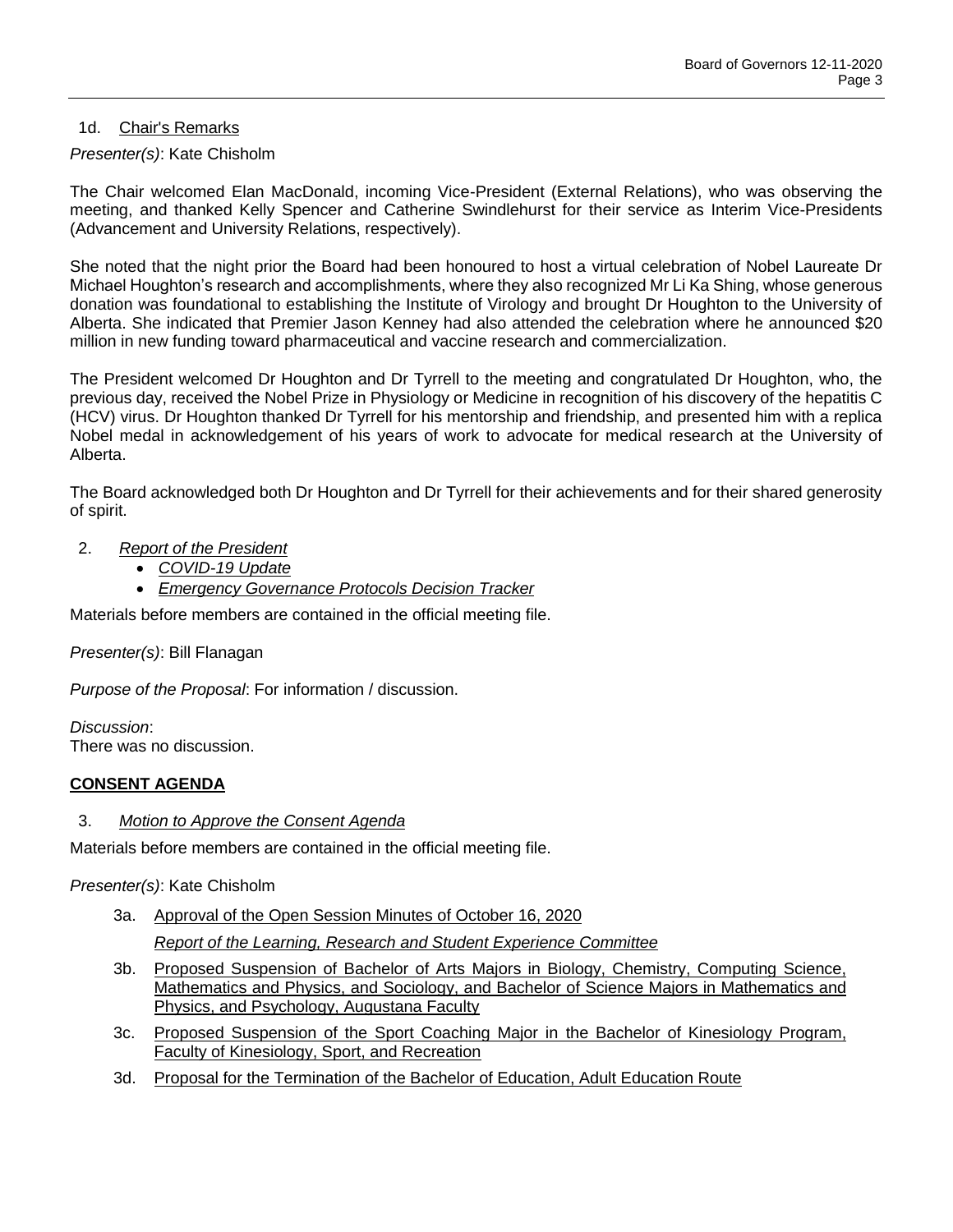1d. Chair's Remarks

*Presenter(s)*: Kate Chisholm

The Chair welcomed Elan MacDonald, incoming Vice-President (External Relations), who was observing the meeting, and thanked Kelly Spencer and Catherine Swindlehurst for their service as Interim Vice-Presidents (Advancement and University Relations, respectively).

She noted that the night prior the Board had been honoured to host a virtual celebration of Nobel Laureate Dr Michael Houghton's research and accomplishments, where they also recognized Mr Li Ka Shing, whose generous donation was foundational to establishing the Institute of Virology and brought Dr Houghton to the University of Alberta. She indicated that Premier Jason Kenney had also attended the celebration where he announced $20 million in new funding toward pharmaceutical and vaccine research and commercialization.

The President welcomed Dr Houghton and Dr Tyrrell to the meeting and congratulated Dr Houghton, who, the previous day, received the Nobel Prize in Physiology or Medicine in recognition of his discovery of the hepatitis C (HCV) virus. Dr Houghton thanked Dr Tyrrell for his mentorship and friendship, and presented him with a replica Nobel medal in acknowledgement of his years of work to advocate for medical research at the University of Alberta.

The Board acknowledged both Dr Houghton and Dr Tyrrell for their achievements and for their shared generosity of spirit.

2. *Report of the President*
    - *COVID-19 Update*
    - *Emergency Governance Protocols Decision Tracker*

Materials before members are contained in the official meeting file.

*Presenter(s)*: Bill Flanagan

*Purpose of the Proposal*: For information / discussion.

*Discussion*:
There was no discussion.

**CONSENT AGENDA**

3. *Motion to Approve the Consent Agenda*

Materials before members are contained in the official meeting file.

*Presenter(s)*: Kate Chisholm

3a. Approval of the Open Session Minutes of October 16, 2020

*Report of the Learning, Research and Student Experience Committee*

3b. Proposed Suspension of Bachelor of Arts Majors in Biology, Chemistry, Computing Science, Mathematics and Physics, and Sociology, and Bachelor of Science Majors in Mathematics and Physics, and Psychology, Augustana Faculty

3c. Proposed Suspension of the Sport Coaching Major in the Bachelor of Kinesiology Program, Faculty of Kinesiology, Sport, and Recreation

3d. Proposal for the Termination of the Bachelor of Education, Adult Education Route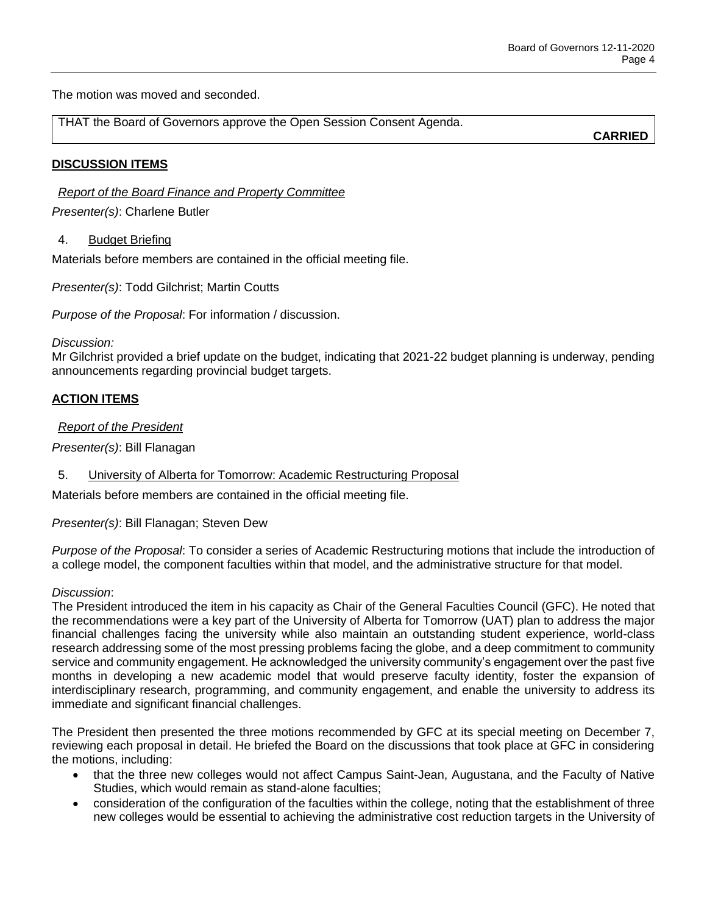The motion was moved and seconded.

| THAT the Board of Governors approve the Open Session Consent Agenda. **CARRIED** |
|---|

**DISCUSSION ITEMS**

*Report of the Board Finance and Property Committee*

*Presenter(s)*: Charlene Butler

4. Budget Briefing

Materials before members are contained in the official meeting file.

*Presenter(s)*: Todd Gilchrist; Martin Coutts

*Purpose of the Proposal*: For information / discussion.

*Discussion:*
Mr Gilchrist provided a brief update on the budget, indicating that 2021-22 budget planning is underway, pending announcements regarding provincial budget targets.

**ACTION ITEMS**

*Report of the President*

*Presenter(s)*: Bill Flanagan

5. University of Alberta for Tomorrow: Academic Restructuring Proposal

Materials before members are contained in the official meeting file.

*Presenter(s)*: Bill Flanagan; Steven Dew

*Purpose of the Proposal*: To consider a series of Academic Restructuring motions that include the introduction of a college model, the component faculties within that model, and the administrative structure for that model.

*Discussion*:
The President introduced the item in his capacity as Chair of the General Faculties Council (GFC). He noted that the recommendations were a key part of the University of Alberta for Tomorrow (UAT) plan to address the major financial challenges facing the university while also maintain an outstanding student experience, world-class research addressing some of the most pressing problems facing the globe, and a deep commitment to community service and community engagement. He acknowledged the university community's engagement over the past five months in developing a new academic model that would preserve faculty identity, foster the expansion of interdisciplinary research, programming, and community engagement, and enable the university to address its immediate and significant financial challenges.

The President then presented the three motions recommended by GFC at its special meeting on December 7, reviewing each proposal in detail. He briefed the Board on the discussions that took place at GFC in considering the motions, including:

- that the three new colleges would not affect Campus Saint-Jean, Augustana, and the Faculty of Native Studies, which would remain as stand-alone faculties;
- consideration of the configuration of the faculties within the college, noting that the establishment of three new colleges would be essential to achieving the administrative cost reduction targets in the University of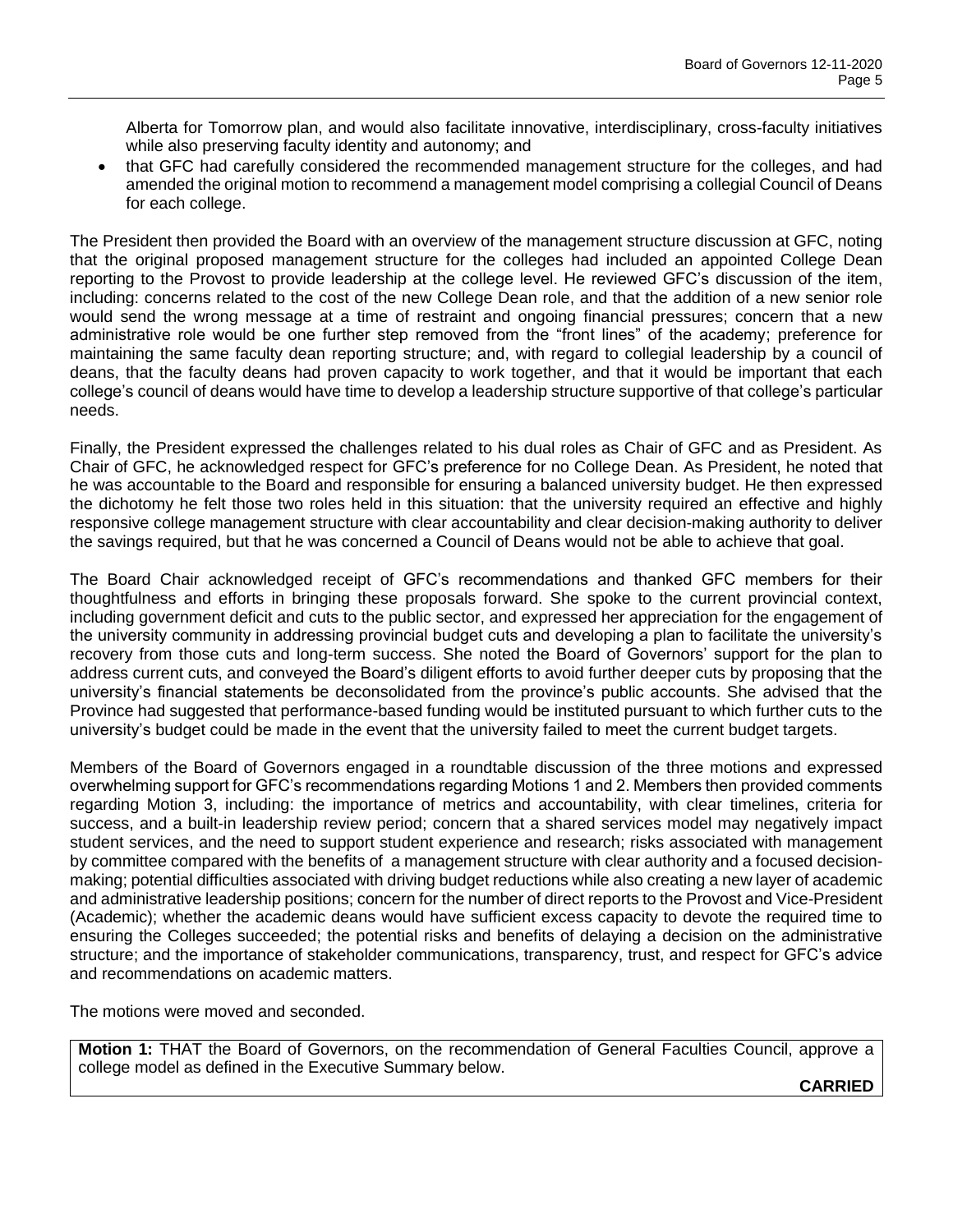Alberta for Tomorrow plan, and would also facilitate innovative, interdisciplinary, cross-faculty initiatives while also preserving faculty identity and autonomy; and

- that GFC had carefully considered the recommended management structure for the colleges, and had amended the original motion to recommend a management model comprising a collegial Council of Deans for each college.

The President then provided the Board with an overview of the management structure discussion at GFC, noting that the original proposed management structure for the colleges had included an appointed College Dean reporting to the Provost to provide leadership at the college level. He reviewed GFC's discussion of the item, including: concerns related to the cost of the new College Dean role, and that the addition of a new senior role would send the wrong message at a time of restraint and ongoing financial pressures; concern that a new administrative role would be one further step removed from the "front lines" of the academy; preference for maintaining the same faculty dean reporting structure; and, with regard to collegial leadership by a council of deans, that the faculty deans had proven capacity to work together, and that it would be important that each college's council of deans would have time to develop a leadership structure supportive of that college's particular needs.

Finally, the President expressed the challenges related to his dual roles as Chair of GFC and as President. As Chair of GFC, he acknowledged respect for GFC's preference for no College Dean. As President, he noted that he was accountable to the Board and responsible for ensuring a balanced university budget. He then expressed the dichotomy he felt those two roles held in this situation: that the university required an effective and highly responsive college management structure with clear accountability and clear decision-making authority to deliver the savings required, but that he was concerned a Council of Deans would not be able to achieve that goal.

The Board Chair acknowledged receipt of GFC's recommendations and thanked GFC members for their thoughtfulness and efforts in bringing these proposals forward. She spoke to the current provincial context, including government deficit and cuts to the public sector, and expressed her appreciation for the engagement of the university community in addressing provincial budget cuts and developing a plan to facilitate the university's recovery from those cuts and long-term success. She noted the Board of Governors' support for the plan to address current cuts, and conveyed the Board's diligent efforts to avoid further deeper cuts by proposing that the university's financial statements be deconsolidated from the province's public accounts. She advised that the Province had suggested that performance-based funding would be instituted pursuant to which further cuts to the university's budget could be made in the event that the university failed to meet the current budget targets.

Members of the Board of Governors engaged in a roundtable discussion of the three motions and expressed overwhelming support for GFC's recommendations regarding Motions 1 and 2. Members then provided comments regarding Motion 3, including: the importance of metrics and accountability, with clear timelines, criteria for success, and a built-in leadership review period; concern that a shared services model may negatively impact student services, and the need to support student experience and research; risks associated with management by committee compared with the benefits of a management structure with clear authority and a focused decision-making; potential difficulties associated with driving budget reductions while also creating a new layer of academic and administrative leadership positions; concern for the number of direct reports to the Provost and Vice-President (Academic); whether the academic deans would have sufficient excess capacity to devote the required time to ensuring the Colleges succeeded; the potential risks and benefits of delaying a decision on the administrative structure; and the importance of stakeholder communications, transparency, trust, and respect for GFC's advice and recommendations on academic matters.

The motions were moved and seconded.

**Motion 1:** THAT the Board of Governors, on the recommendation of General Faculties Council, approve a college model as defined in the Executive Summary below.

**CARRIED**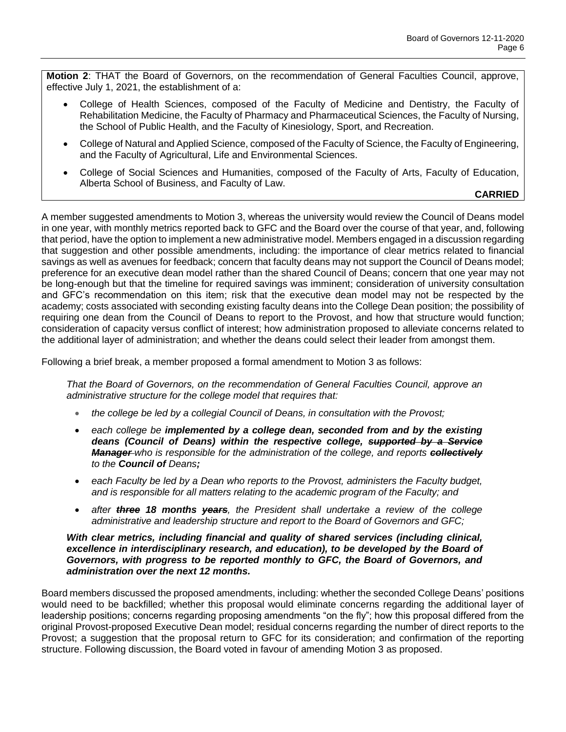**Motion 2**: THAT the Board of Governors, on the recommendation of General Faculties Council, approve, effective July 1, 2021, the establishment of a:

- College of Health Sciences, composed of the Faculty of Medicine and Dentistry, the Faculty of Rehabilitation Medicine, the Faculty of Pharmacy and Pharmaceutical Sciences, the Faculty of Nursing, the School of Public Health, and the Faculty of Kinesiology, Sport, and Recreation.
- College of Natural and Applied Science, composed of the Faculty of Science, the Faculty of Engineering, and the Faculty of Agricultural, Life and Environmental Sciences.
- College of Social Sciences and Humanities, composed of the Faculty of Arts, Faculty of Education, Alberta School of Business, and Faculty of Law.

**CARRIED**

A member suggested amendments to Motion 3, whereas the university would review the Council of Deans model in one year, with monthly metrics reported back to GFC and the Board over the course of that year, and, following that period, have the option to implement a new administrative model. Members engaged in a discussion regarding that suggestion and other possible amendments, including: the importance of clear metrics related to financial savings as well as avenues for feedback; concern that faculty deans may not support the Council of Deans model; preference for an executive dean model rather than the shared Council of Deans; concern that one year may not be long-enough but that the timeline for required savings was imminent; consideration of university consultation and GFC's recommendation on this item; risk that the executive dean model may not be respected by the academy; costs associated with seconding existing faculty deans into the College Dean position; the possibility of requiring one dean from the Council of Deans to report to the Provost, and how that structure would function; consideration of capacity versus conflict of interest; how administration proposed to alleviate concerns related to the additional layer of administration; and whether the deans could select their leader from amongst them.

Following a brief break, a member proposed a formal amendment to Motion 3 as follows:

*That the Board of Governors, on the recommendation of General Faculties Council, approve an administrative structure for the college model that requires that:*

- *the college be led by a collegial Council of Deans, in consultation with the Provost;*
- *each college be **implemented by a college dean, seconded from and by the existing deans (Council of Deans) within the respective college,** ~~**supported by a Service Manager**~~ who is responsible for the administration of the college, and reports ~~**collectively**~~ to the **Council of** Deans**;***
- *each Faculty be led by a Dean who reports to the Provost, administers the Faculty budget, and is responsible for all matters relating to the academic program of the Faculty; and*
- *after ~~**three**~~ **18 months** ~~**years**~~, the President shall undertake a review of the college administrative and leadership structure and report to the Board of Governors and GFC;*

***With clear metrics, including financial and quality of shared services (including clinical, excellence in interdisciplinary research, and education), to be developed by the Board of Governors, with progress to be reported monthly to GFC, the Board of Governors, and administration over the next 12 months.***

Board members discussed the proposed amendments, including: whether the seconded College Deans' positions would need to be backfilled; whether this proposal would eliminate concerns regarding the additional layer of leadership positions; concerns regarding proposing amendments "on the fly"; how this proposal differed from the original Provost-proposed Executive Dean model; residual concerns regarding the number of direct reports to the Provost; a suggestion that the proposal return to GFC for its consideration; and confirmation of the reporting structure. Following discussion, the Board voted in favour of amending Motion 3 as proposed.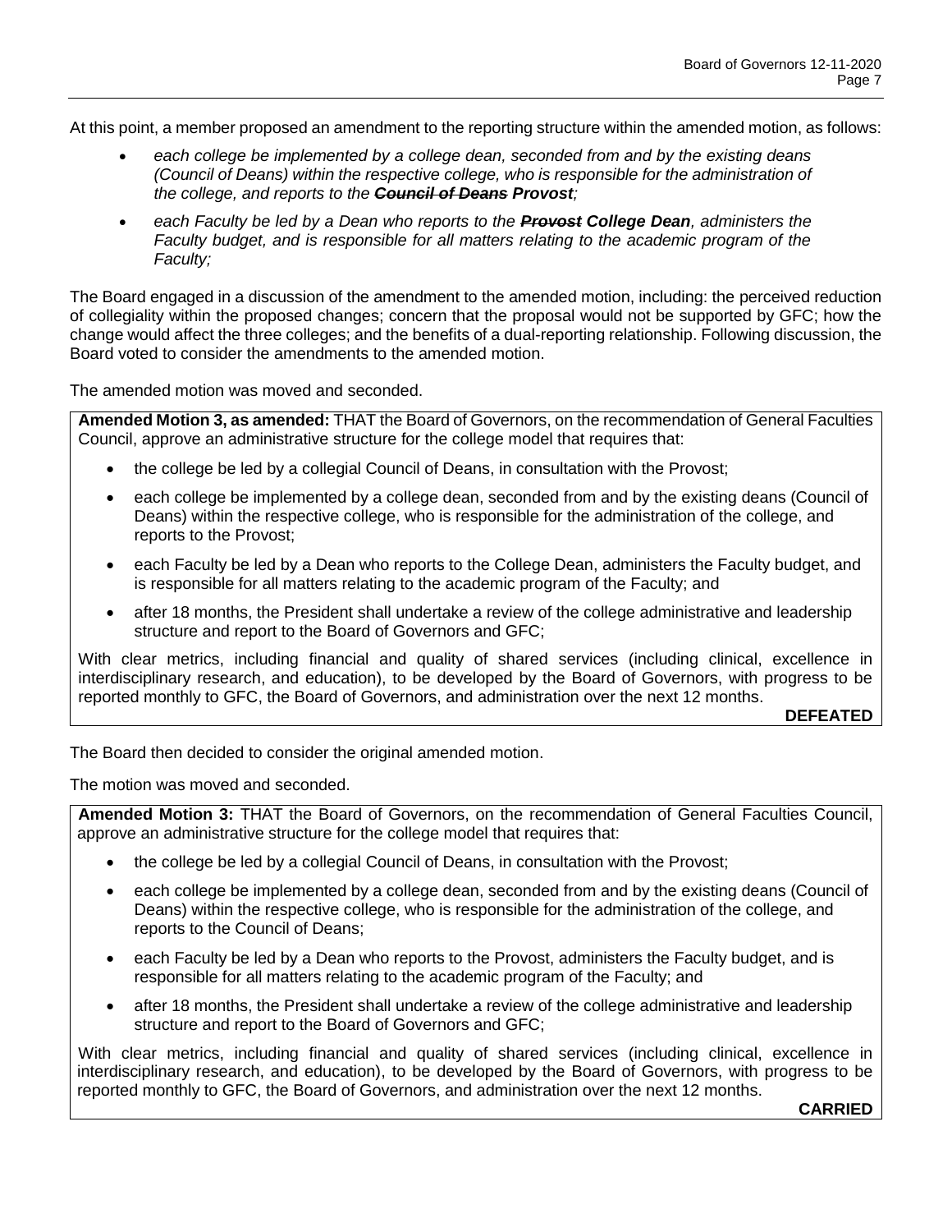At this point, a member proposed an amendment to the reporting structure within the amended motion, as follows:

- *each college be implemented by a college dean, seconded from and by the existing deans (Council of Deans) within the respective college, who is responsible for the administration of the college, and reports to the* ***~~Council of Deans~~ Provost****;*
- *each Faculty be led by a Dean who reports to the* ***~~Provost~~ College Dean****, administers the Faculty budget, and is responsible for all matters relating to the academic program of the Faculty;*

The Board engaged in a discussion of the amendment to the amended motion, including: the perceived reduction of collegiality within the proposed changes; concern that the proposal would not be supported by GFC; how the change would affect the three colleges; and the benefits of a dual-reporting relationship. Following discussion, the Board voted to consider the amendments to the amended motion.

The amended motion was moved and seconded.

**Amended Motion 3, as amended:** THAT the Board of Governors, on the recommendation of General Faculties Council, approve an administrative structure for the college model that requires that:

- the college be led by a collegial Council of Deans, in consultation with the Provost;
- each college be implemented by a college dean, seconded from and by the existing deans (Council of Deans) within the respective college, who is responsible for the administration of the college, and reports to the Provost;
- each Faculty be led by a Dean who reports to the College Dean, administers the Faculty budget, and is responsible for all matters relating to the academic program of the Faculty; and
- after 18 months, the President shall undertake a review of the college administrative and leadership structure and report to the Board of Governors and GFC;

With clear metrics, including financial and quality of shared services (including clinical, excellence in interdisciplinary research, and education), to be developed by the Board of Governors, with progress to be reported monthly to GFC, the Board of Governors, and administration over the next 12 months.

**DEFEATED**

The Board then decided to consider the original amended motion.

The motion was moved and seconded.

**Amended Motion 3:** THAT the Board of Governors, on the recommendation of General Faculties Council, approve an administrative structure for the college model that requires that:

- the college be led by a collegial Council of Deans, in consultation with the Provost;
- each college be implemented by a college dean, seconded from and by the existing deans (Council of Deans) within the respective college, who is responsible for the administration of the college, and reports to the Council of Deans;
- each Faculty be led by a Dean who reports to the Provost, administers the Faculty budget, and is responsible for all matters relating to the academic program of the Faculty; and
- after 18 months, the President shall undertake a review of the college administrative and leadership structure and report to the Board of Governors and GFC;

With clear metrics, including financial and quality of shared services (including clinical, excellence in interdisciplinary research, and education), to be developed by the Board of Governors, with progress to be reported monthly to GFC, the Board of Governors, and administration over the next 12 months.

**CARRIED**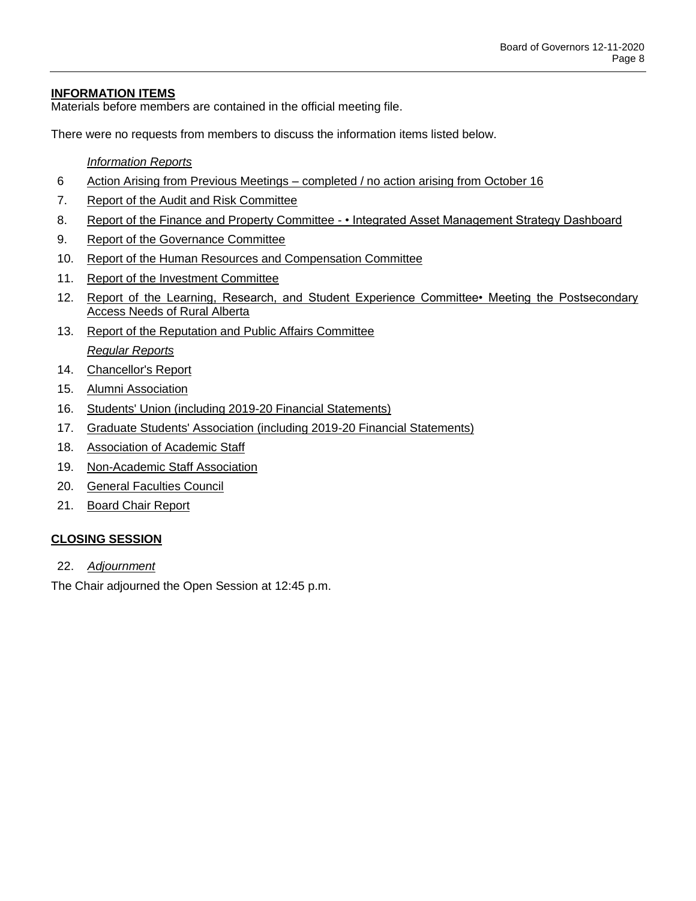**INFORMATION ITEMS**

Materials before members are contained in the official meeting file.

There were no requests from members to discuss the information items listed below.

*Information Reports*

6 Action Arising from Previous Meetings – completed / no action arising from October 16

7. Report of the Audit and Risk Committee

8. Report of the Finance and Property Committee - • Integrated Asset Management Strategy Dashboard

9. Report of the Governance Committee

10. Report of the Human Resources and Compensation Committee

11. Report of the Investment Committee

12. Report of the Learning, Research, and Student Experience Committee• Meeting the Postsecondary Access Needs of Rural Alberta

13. Report of the Reputation and Public Affairs Committee

*Regular Reports*

14. Chancellor's Report

15. Alumni Association

16. Students' Union (including 2019-20 Financial Statements)

17. Graduate Students' Association (including 2019-20 Financial Statements)

18. Association of Academic Staff

19. Non-Academic Staff Association

20. General Faculties Council

21. Board Chair Report

**CLOSING SESSION**

22. *Adjournment*

The Chair adjourned the Open Session at 12:45 p.m.